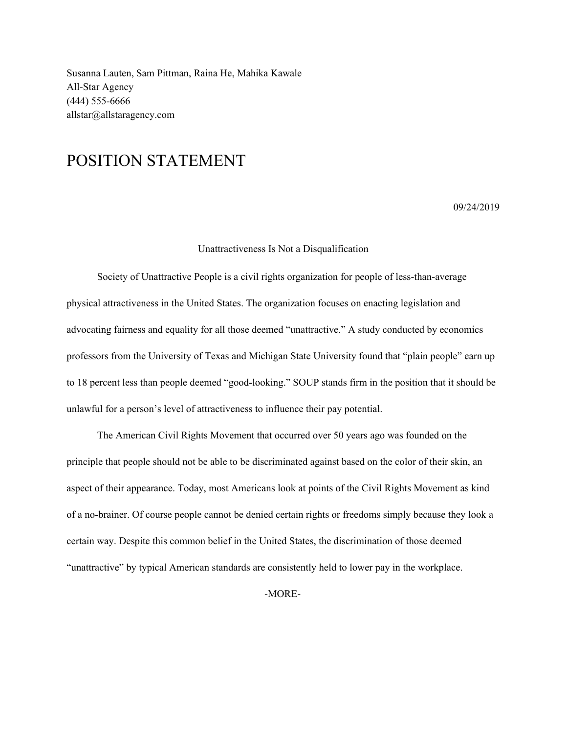Susanna Lauten, Sam Pittman, Raina He, Mahika Kawale
All-Star Agency
(444) 555-6666
allstar@allstaragency.com

# POSITION STATEMENT

09/24/2019

Unattractiveness Is Not a Disqualification

Society of Unattractive People is a civil rights organization for people of less-than-average physical attractiveness in the United States. The organization focuses on enacting legislation and advocating fairness and equality for all those deemed "unattractive." A study conducted by economics professors from the University of Texas and Michigan State University found that "plain people" earn up to 18 percent less than people deemed "good-looking." SOUP stands firm in the position that it should be unlawful for a person's level of attractiveness to influence their pay potential.

The American Civil Rights Movement that occurred over 50 years ago was founded on the principle that people should not be able to be discriminated against based on the color of their skin, an aspect of their appearance. Today, most Americans look at points of the Civil Rights Movement as kind of a no-brainer. Of course people cannot be denied certain rights or freedoms simply because they look a certain way. Despite this common belief in the United States, the discrimination of those deemed "unattractive" by typical American standards are consistently held to lower pay in the workplace.

-MORE-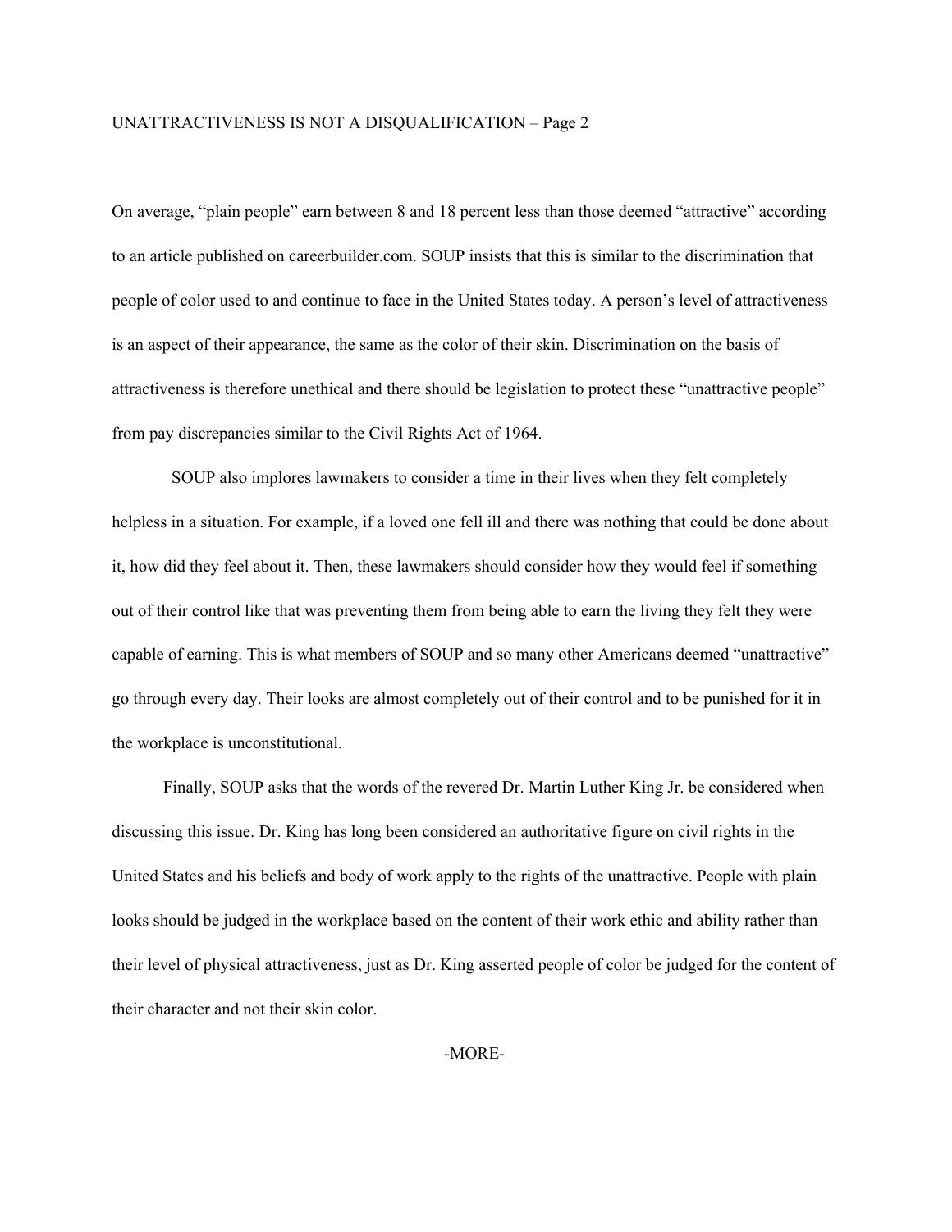On average, "plain people" earn between 8 and 18 percent less than those deemed "attractive" according to an article published on careerbuilder.com. SOUP insists that this is similar to the discrimination that people of color used to and continue to face in the United States today. A person's level of attractiveness is an aspect of their appearance, the same as the color of their skin. Discrimination on the basis of attractiveness is therefore unethical and there should be legislation to protect these "unattractive people" from pay discrepancies similar to the Civil Rights Act of 1964.

SOUP also implores lawmakers to consider a time in their lives when they felt completely helpless in a situation. For example, if a loved one fell ill and there was nothing that could be done about it, how did they feel about it. Then, these lawmakers should consider how they would feel if something out of their control like that was preventing them from being able to earn the living they felt they were capable of earning. This is what members of SOUP and so many other Americans deemed "unattractive" go through every day. Their looks are almost completely out of their control and to be punished for it in the workplace is unconstitutional.

Finally, SOUP asks that the words of the revered Dr. Martin Luther King Jr. be considered when discussing this issue. Dr. King has long been considered an authoritative figure on civil rights in the United States and his beliefs and body of work apply to the rights of the unattractive. People with plain looks should be judged in the workplace based on the content of their work ethic and ability rather than their level of physical attractiveness, just as Dr. King asserted people of color be judged for the content of their character and not their skin color.

-MORE-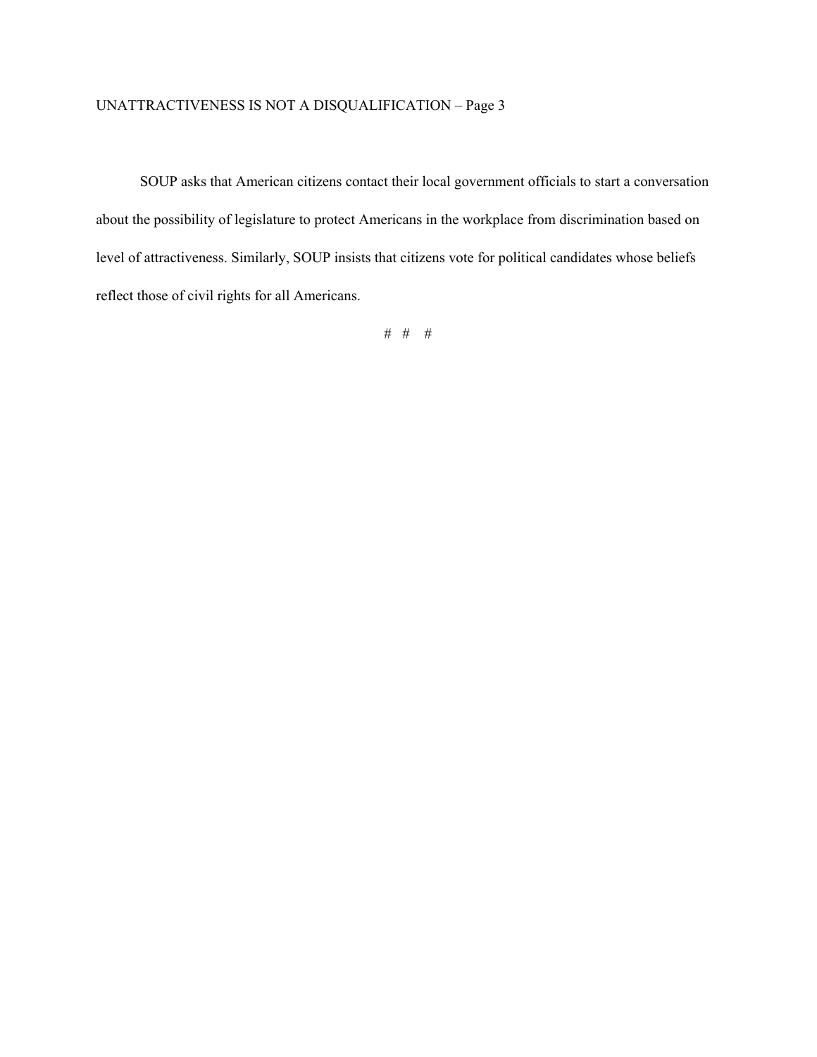SOUP asks that American citizens contact their local government officials to start a conversation about the possibility of legislature to protect Americans in the workplace from discrimination based on level of attractiveness. Similarly, SOUP insists that citizens vote for political candidates whose beliefs reflect those of civil rights for all Americans.

# # #